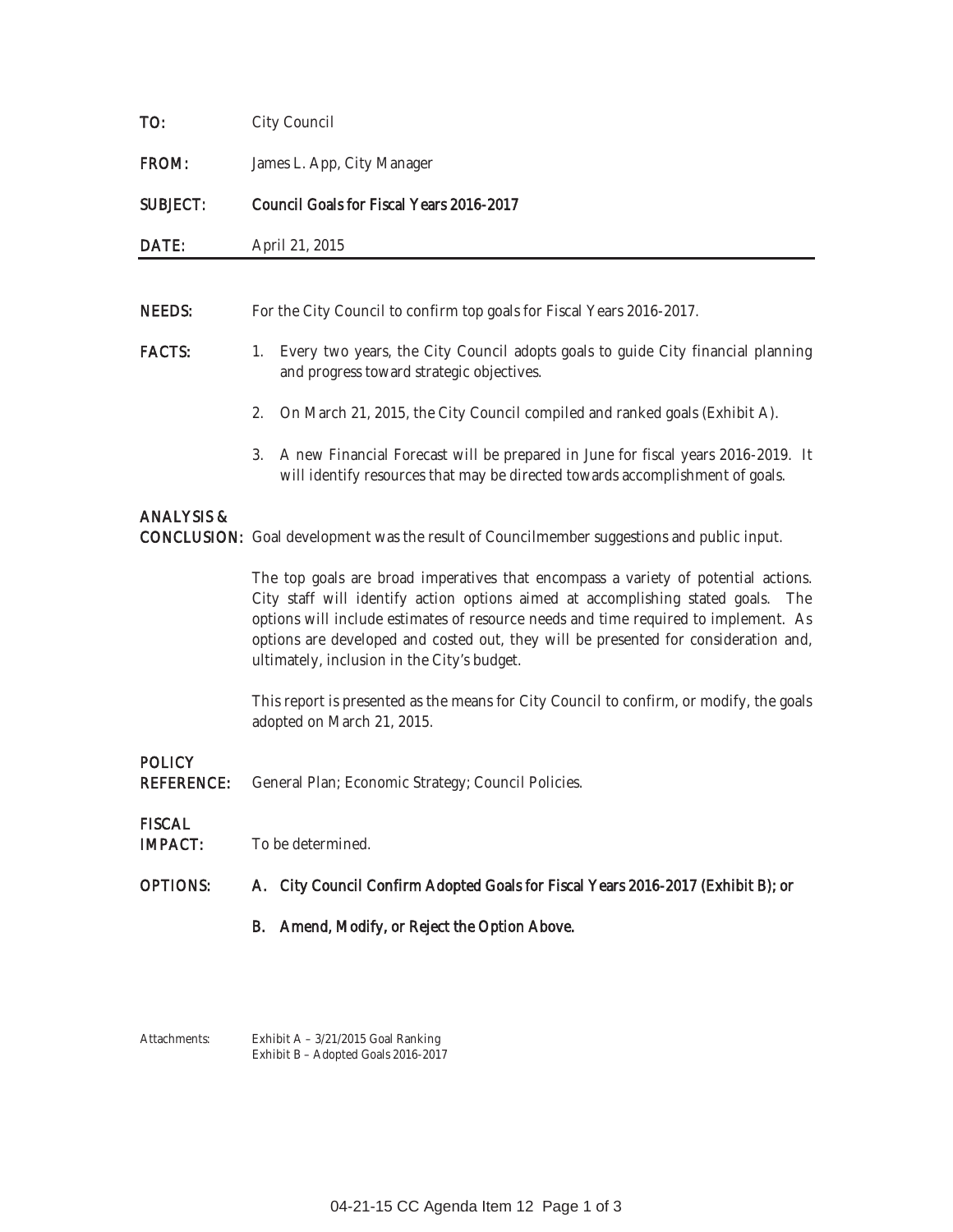**TO:** City Council

**FROM:** James L. App, City Manager

**SUBJECT:** Council Goals for Fiscal Years 2016-2017

**DATE:** April 21, 2015

---

**NEEDS:** For the City Council to confirm top goals for Fiscal Years 2016-2017.

**FACTS:**

1. Every two years, the City Council adopts goals to guide City financial planning and progress toward strategic objectives.
2. On March 21, 2015, the City Council compiled and ranked goals (Exhibit A).
3. A new Financial Forecast will be prepared in June for fiscal years 2016-2019. It will identify resources that may be directed towards accomplishment of goals.

**ANALYSIS & CONCLUSION:** Goal development was the result of Councilmember suggestions and public input.

The top goals are broad imperatives that encompass a variety of potential actions. City staff will identify action options aimed at accomplishing stated goals. The options will include estimates of resource needs and time required to implement. As options are developed and costed out, they will be presented for consideration and, ultimately, inclusion in the City's budget.

This report is presented as the means for City Council to confirm, or modify, the goals adopted on March 21, 2015.

**POLICY REFERENCE:** General Plan; Economic Strategy; Council Policies.

**FISCAL IMPACT:** To be determined.

**OPTIONS:**

**A. City Council Confirm Adopted Goals for Fiscal Years 2016-2017 (Exhibit B); or**

**B. Amend, Modify, or Reject the Option Above.**

Attachments: Exhibit A – 3/21/2015 Goal Ranking
Exhibit B – Adopted Goals 2016-2017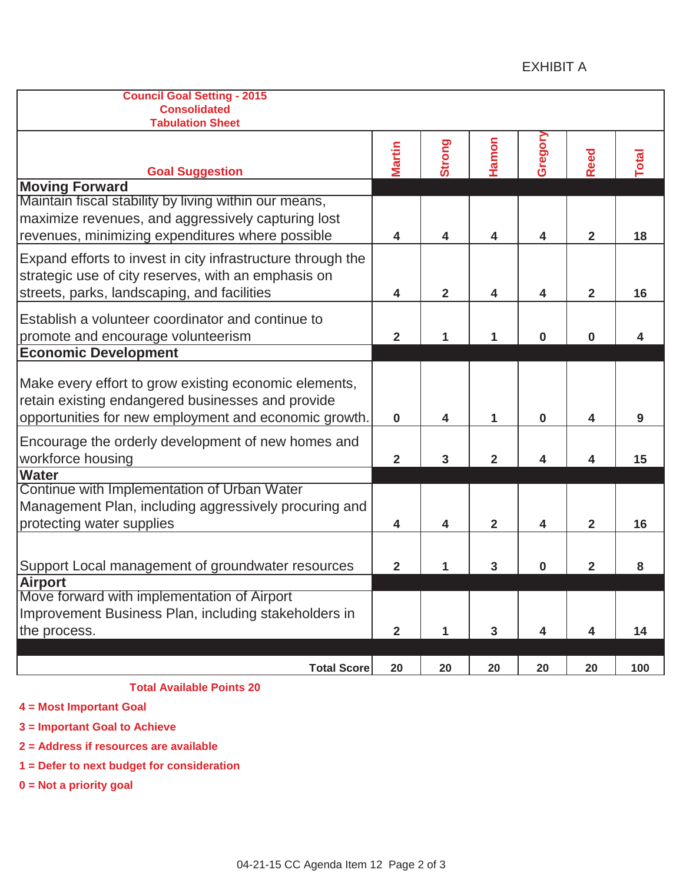EXHIBIT A

| Council Goal Setting - 2015<br>Consolidated<br>Tabulation Sheet | | | | | | |
|---|---|---|---|---|---|---|
| **Goal Suggestion** | **Martin** | **Strong** | **Hamon** | **Gregory** | **Reed** | **Total** |
| **Moving Forward** | | | | | | |
| Maintain fiscal stability by living within our means, maximize revenues, and aggressively capturing lost revenues, minimizing expenditures where possible | 4 | 4 | 4 | 4 | 2 | 18 |
| Expand efforts to invest in city infrastructure through the strategic use of city reserves, with an emphasis on streets, parks, landscaping, and facilities | 4 | 2 | 4 | 4 | 2 | 16 |
| Establish a volunteer coordinator and continue to promote and encourage volunteerism | 2 | 1 | 1 | 0 | 0 | 4 |
| **Economic Development** | | | | | | |
| Make every effort to grow existing economic elements, retain existing endangered businesses and provide opportunities for new employment and economic growth. | 0 | 4 | 1 | 0 | 4 | 9 |
| Encourage the orderly development of new homes and workforce housing | 2 | 3 | 2 | 4 | 4 | 15 |
| **Water** | | | | | | |
| Continue with Implementation of Urban Water Management Plan, including aggressively procuring and protecting water supplies | 4 | 4 | 2 | 4 | 2 | 16 |
| Support Local management of groundwater resources | 2 | 1 | 3 | 0 | 2 | 8 |
| **Airport** | | | | | | |
| Move forward with implementation of Airport Improvement Business Plan, including stakeholders in the process. | 2 | 1 | 3 | 4 | 4 | 14 |
| | | | | | | |
| **Total Score** | **20** | **20** | **20** | **20** | **20** | **100** |

**Total Available Points 20**

**4 = Most Important Goal**

**3 = Important Goal to Achieve**

**2 = Address if resources are available**

**1 = Defer to next budget for consideration**

**0 = Not a priority goal**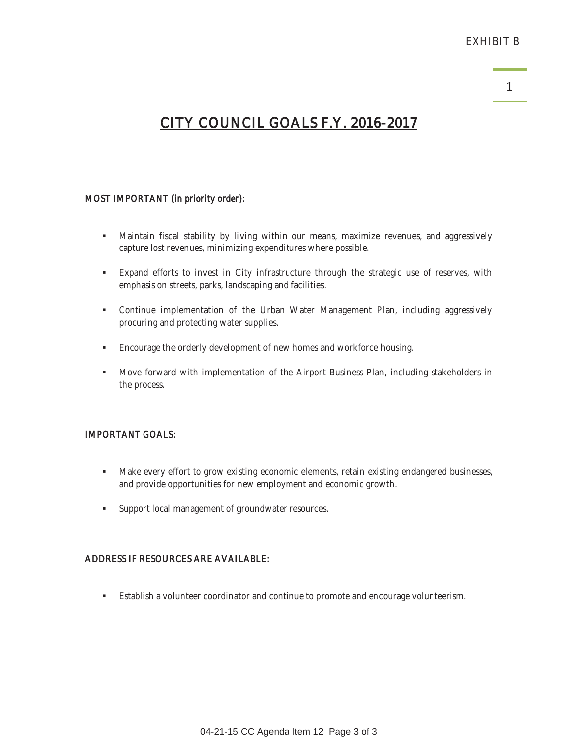EXHIBIT B

# CITY COUNCIL GOALS F.Y. 2016-2017

## MOST IMPORTANT (in priority order):

- Maintain fiscal stability by living within our means, maximize revenues, and aggressively capture lost revenues, minimizing expenditures where possible.
- Expand efforts to invest in City infrastructure through the strategic use of reserves, with emphasis on streets, parks, landscaping and facilities.
- Continue implementation of the Urban Water Management Plan, including aggressively procuring and protecting water supplies.
- Encourage the orderly development of new homes and workforce housing.
- Move forward with implementation of the Airport Business Plan, including stakeholders in the process.

## IMPORTANT GOALS:

- Make every effort to grow existing economic elements, retain existing endangered businesses, and provide opportunities for new employment and economic growth.
- Support local management of groundwater resources.

## ADDRESS IF RESOURCES ARE AVAILABLE:

- Establish a volunteer coordinator and continue to promote and encourage volunteerism.